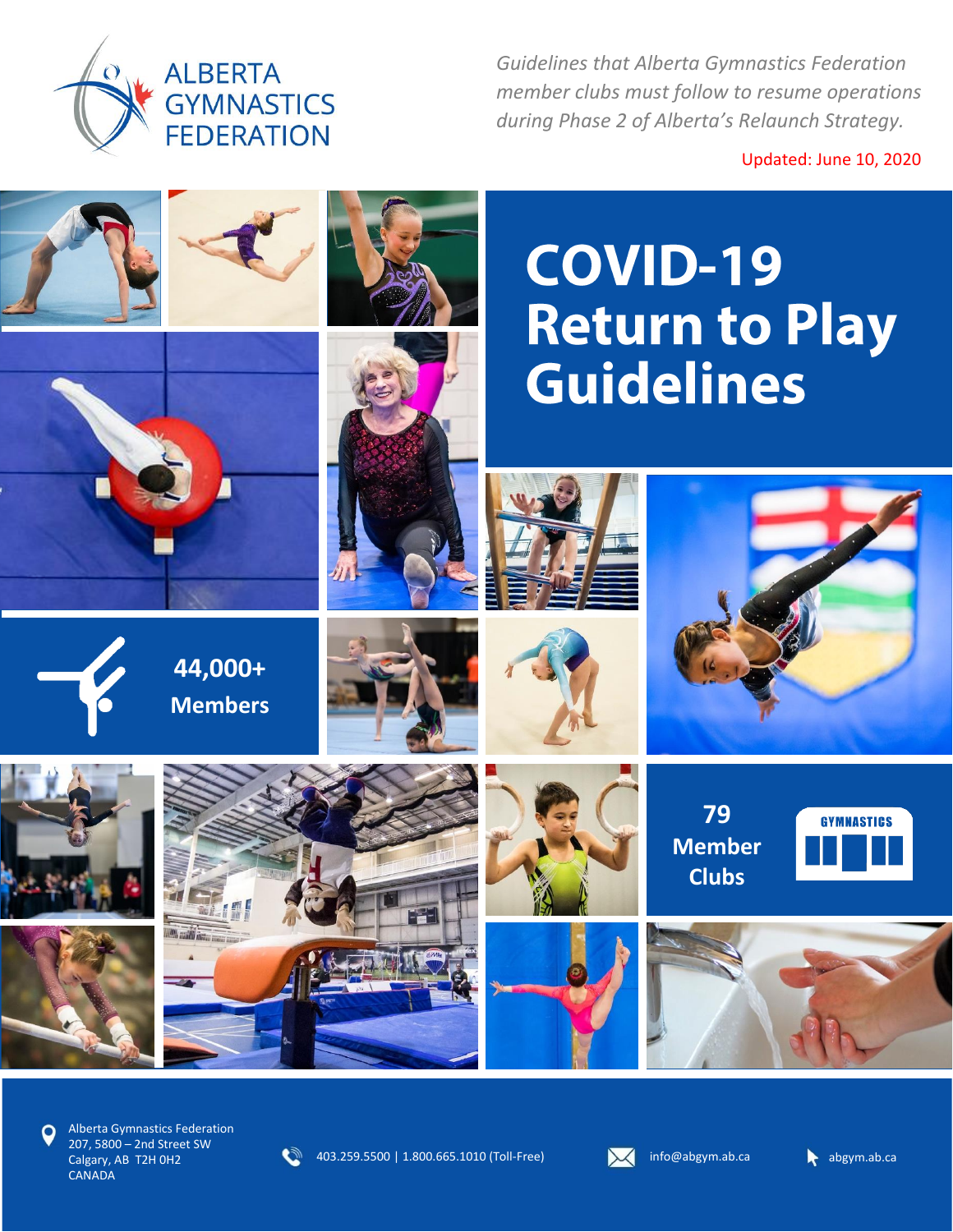ALBERTA GYMNASTICS FEDERATION

*Guidelines that Alberta Gymnastics Federation member clubs must follow to resume operations during Phase 2 of Alberta's Relaunch Strategy.*

Updated: June 10, 2020

# COVID-19 Return to Play Guidelines

**44,000+ Members**

**79 Member Clubs**

GYMNASTICS

Alberta Gymnastics Federation
207, 5800 – 2nd Street SW
Calgary, AB T2H 0H2
CANADA

403.259.5500 | 1.800.665.1010 (Toll-Free)

info@abgym.ab.ca

abgym.ab.ca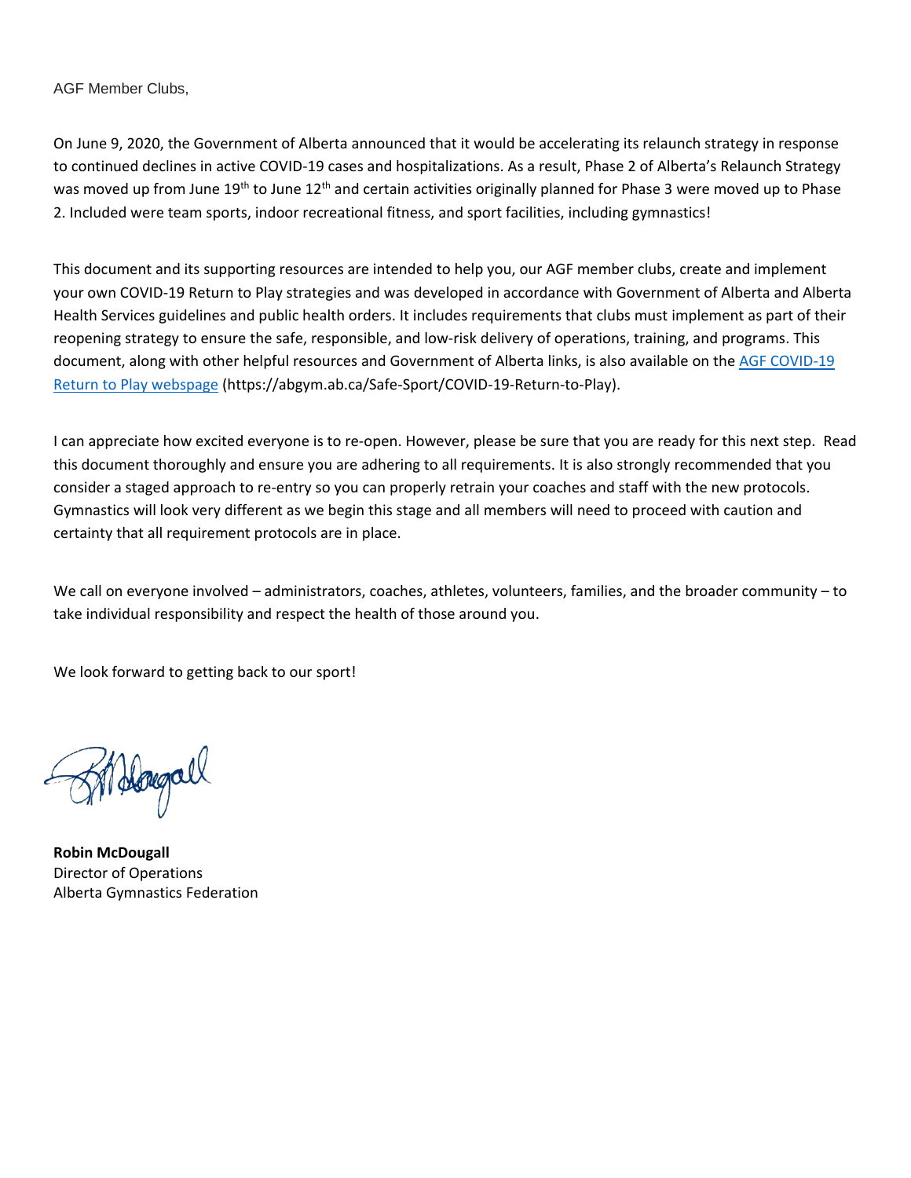AGF Member Clubs,

On June 9, 2020, the Government of Alberta announced that it would be accelerating its relaunch strategy in response to continued declines in active COVID-19 cases and hospitalizations. As a result, Phase 2 of Alberta's Relaunch Strategy was moved up from June 19th to June 12th and certain activities originally planned for Phase 3 were moved up to Phase 2. Included were team sports, indoor recreational fitness, and sport facilities, including gymnastics!

This document and its supporting resources are intended to help you, our AGF member clubs, create and implement your own COVID-19 Return to Play strategies and was developed in accordance with Government of Alberta and Alberta Health Services guidelines and public health orders. It includes requirements that clubs must implement as part of their reopening strategy to ensure the safe, responsible, and low-risk delivery of operations, training, and programs. This document, along with other helpful resources and Government of Alberta links, is also available on the [AGF COVID-19 Return to Play webpage](https://abgym.ab.ca/Safe-Sport/COVID-19-Return-to-Play) (https://abgym.ab.ca/Safe-Sport/COVID-19-Return-to-Play).

I can appreciate how excited everyone is to re-open. However, please be sure that you are ready for this next step. Read this document thoroughly and ensure you are adhering to all requirements. It is also strongly recommended that you consider a staged approach to re-entry so you can properly retrain your coaches and staff with the new protocols. Gymnastics will look very different as we begin this stage and all members will need to proceed with caution and certainty that all requirement protocols are in place.

We call on everyone involved – administrators, coaches, athletes, volunteers, families, and the broader community – to take individual responsibility and respect the health of those around you.

We look forward to getting back to our sport!

**Robin McDougall**
Director of Operations
Alberta Gymnastics Federation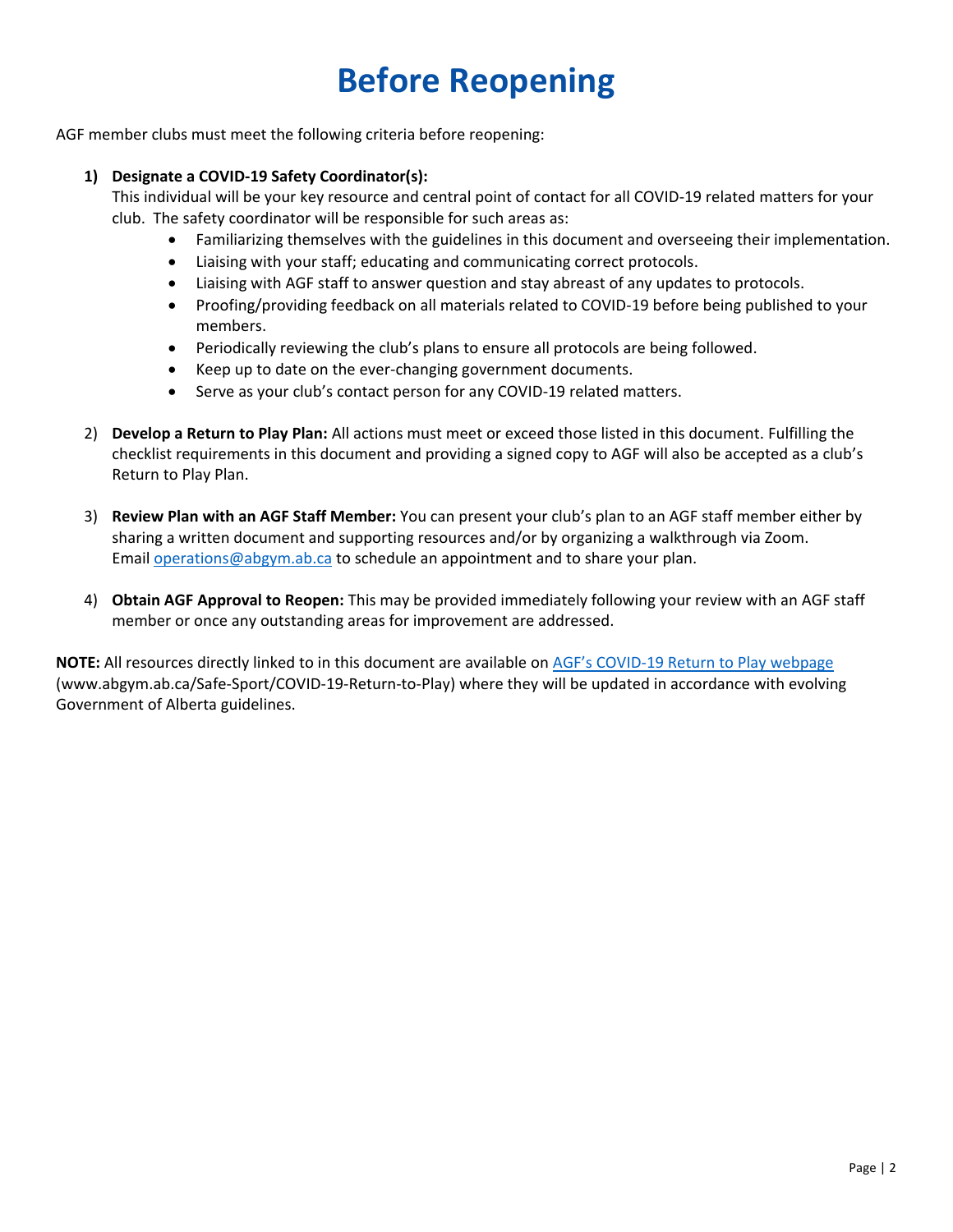# Before Reopening

AGF member clubs must meet the following criteria before reopening:

1) **Designate a COVID-19 Safety Coordinator(s):**
   This individual will be your key resource and central point of contact for all COVID-19 related matters for your club. The safety coordinator will be responsible for such areas as:
   - Familiarizing themselves with the guidelines in this document and overseeing their implementation.
   - Liaising with your staff; educating and communicating correct protocols.
   - Liaising with AGF staff to answer question and stay abreast of any updates to protocols.
   - Proofing/providing feedback on all materials related to COVID-19 before being published to your members.
   - Periodically reviewing the club's plans to ensure all protocols are being followed.
   - Keep up to date on the ever-changing government documents.
   - Serve as your club's contact person for any COVID-19 related matters.

2) **Develop a Return to Play Plan:** All actions must meet or exceed those listed in this document. Fulfilling the checklist requirements in this document and providing a signed copy to AGF will also be accepted as a club's Return to Play Plan.

3) **Review Plan with an AGF Staff Member:** You can present your club's plan to an AGF staff member either by sharing a written document and supporting resources and/or by organizing a walkthrough via Zoom. Email [operations@abgym.ab.ca](mailto:operations@abgym.ab.ca) to schedule an appointment and to share your plan.

4) **Obtain AGF Approval to Reopen:** This may be provided immediately following your review with an AGF staff member or once any outstanding areas for improvement are addressed.

**NOTE:** All resources directly linked to in this document are available on [AGF's COVID-19 Return to Play webpage](www.abgym.ab.ca/Safe-Sport/COVID-19-Return-to-Play) (www.abgym.ab.ca/Safe-Sport/COVID-19-Return-to-Play) where they will be updated in accordance with evolving Government of Alberta guidelines.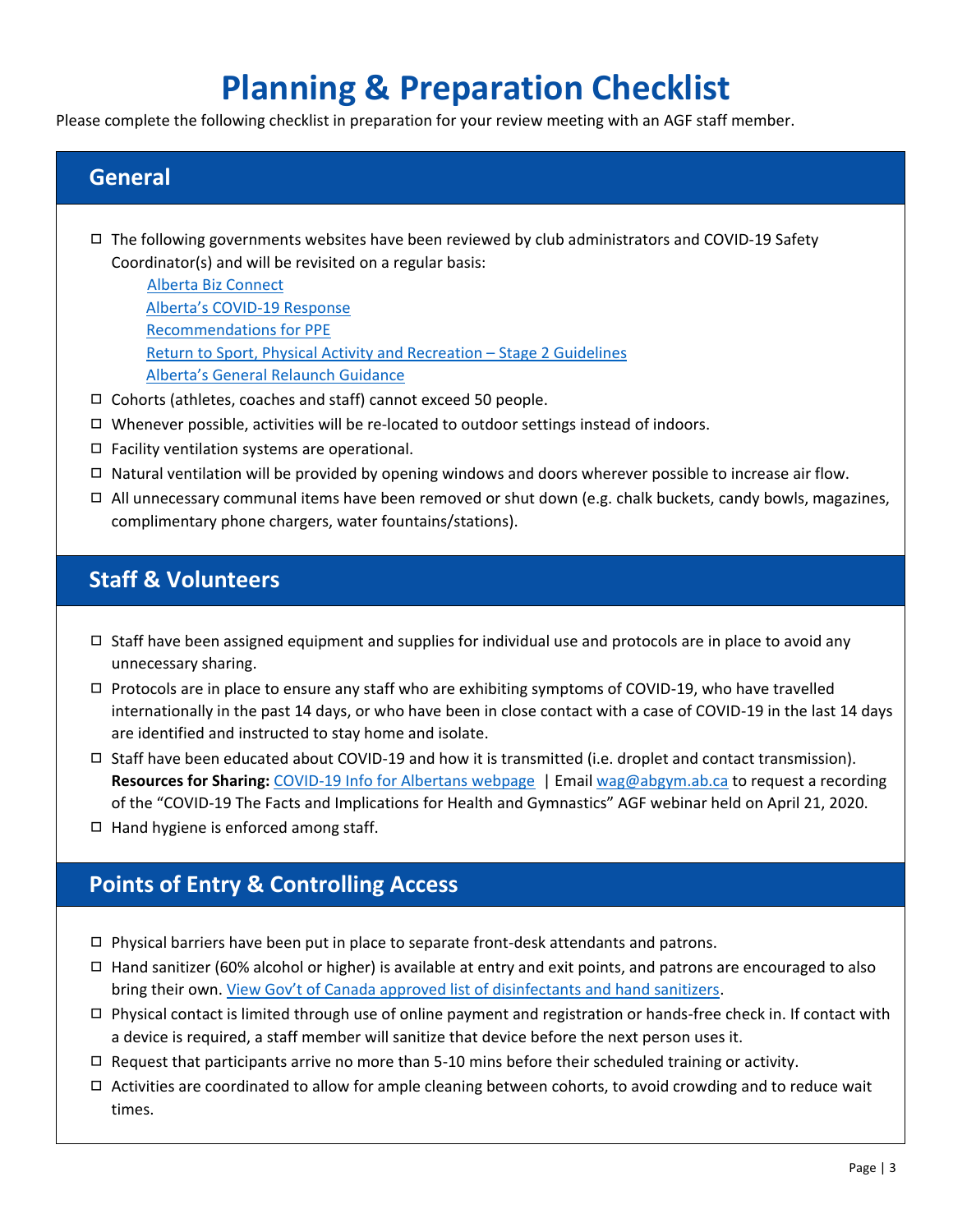# Planning & Preparation Checklist

Please complete the following checklist in preparation for your review meeting with an AGF staff member.

## General

- ☐ The following governments websites have been reviewed by club administrators and COVID-19 Safety Coordinator(s) and will be revisited on a regular basis:
  - Alberta Biz Connect
  - Alberta's COVID-19 Response
  - Recommendations for PPE
  - Return to Sport, Physical Activity and Recreation – Stage 2 Guidelines
  - Alberta's General Relaunch Guidance
- ☐ Cohorts (athletes, coaches and staff) cannot exceed 50 people.
- ☐ Whenever possible, activities will be re-located to outdoor settings instead of indoors.
- ☐ Facility ventilation systems are operational.
- ☐ Natural ventilation will be provided by opening windows and doors wherever possible to increase air flow.
- ☐ All unnecessary communal items have been removed or shut down (e.g. chalk buckets, candy bowls, magazines, complimentary phone chargers, water fountains/stations).

## Staff & Volunteers

- ☐ Staff have been assigned equipment and supplies for individual use and protocols are in place to avoid any unnecessary sharing.
- ☐ Protocols are in place to ensure any staff who are exhibiting symptoms of COVID-19, who have travelled internationally in the past 14 days, or who have been in close contact with a case of COVID-19 in the last 14 days are identified and instructed to stay home and isolate.
- ☐ Staff have been educated about COVID-19 and how it is transmitted (i.e. droplet and contact transmission). **Resources for Sharing:** COVID-19 Info for Albertans webpage | Email wag@abgym.ab.ca to request a recording of the "COVID-19 The Facts and Implications for Health and Gymnastics" AGF webinar held on April 21, 2020.
- ☐ Hand hygiene is enforced among staff.

## Points of Entry & Controlling Access

- ☐ Physical barriers have been put in place to separate front-desk attendants and patrons.
- ☐ Hand sanitizer (60% alcohol or higher) is available at entry and exit points, and patrons are encouraged to also bring their own. View Gov't of Canada approved list of disinfectants and hand sanitizers.
- ☐ Physical contact is limited through use of online payment and registration or hands-free check in. If contact with a device is required, a staff member will sanitize that device before the next person uses it.
- ☐ Request that participants arrive no more than 5-10 mins before their scheduled training or activity.
- ☐ Activities are coordinated to allow for ample cleaning between cohorts, to avoid crowding and to reduce wait times.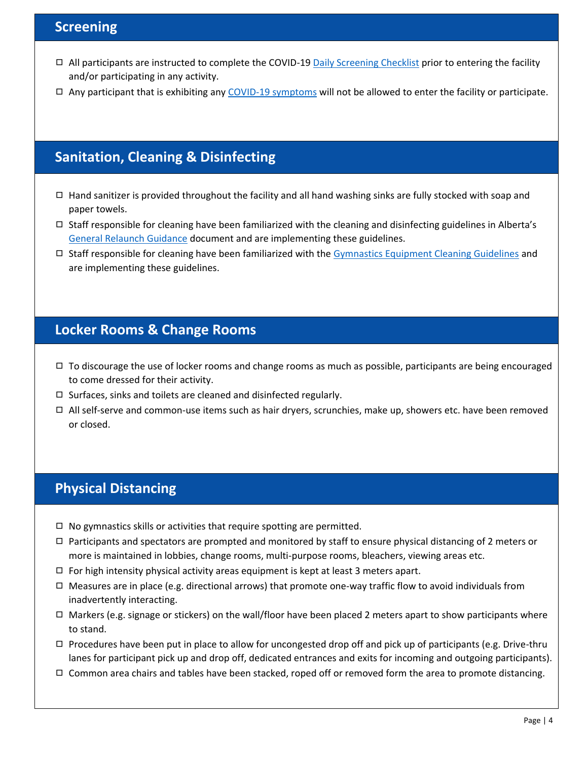## Screening

- ☐ All participants are instructed to complete the COVID-19 Daily Screening Checklist prior to entering the facility and/or participating in any activity.
- ☐ Any participant that is exhibiting any COVID-19 symptoms will not be allowed to enter the facility or participate.

## Sanitation, Cleaning & Disinfecting

- ☐ Hand sanitizer is provided throughout the facility and all hand washing sinks are fully stocked with soap and paper towels.
- ☐ Staff responsible for cleaning have been familiarized with the cleaning and disinfecting guidelines in Alberta's General Relaunch Guidance document and are implementing these guidelines.
- ☐ Staff responsible for cleaning have been familiarized with the Gymnastics Equipment Cleaning Guidelines and are implementing these guidelines.

## Locker Rooms & Change Rooms

- ☐ To discourage the use of locker rooms and change rooms as much as possible, participants are being encouraged to come dressed for their activity.
- ☐ Surfaces, sinks and toilets are cleaned and disinfected regularly.
- ☐ All self-serve and common-use items such as hair dryers, scrunchies, make up, showers etc. have been removed or closed.

## Physical Distancing

- ☐ No gymnastics skills or activities that require spotting are permitted.
- ☐ Participants and spectators are prompted and monitored by staff to ensure physical distancing of 2 meters or more is maintained in lobbies, change rooms, multi-purpose rooms, bleachers, viewing areas etc.
- ☐ For high intensity physical activity areas equipment is kept at least 3 meters apart.
- ☐ Measures are in place (e.g. directional arrows) that promote one-way traffic flow to avoid individuals from inadvertently interacting.
- ☐ Markers (e.g. signage or stickers) on the wall/floor have been placed 2 meters apart to show participants where to stand.
- ☐ Procedures have been put in place to allow for uncongested drop off and pick up of participants (e.g. Drive-thru lanes for participant pick up and drop off, dedicated entrances and exits for incoming and outgoing participants).
- ☐ Common area chairs and tables have been stacked, roped off or removed form the area to promote distancing.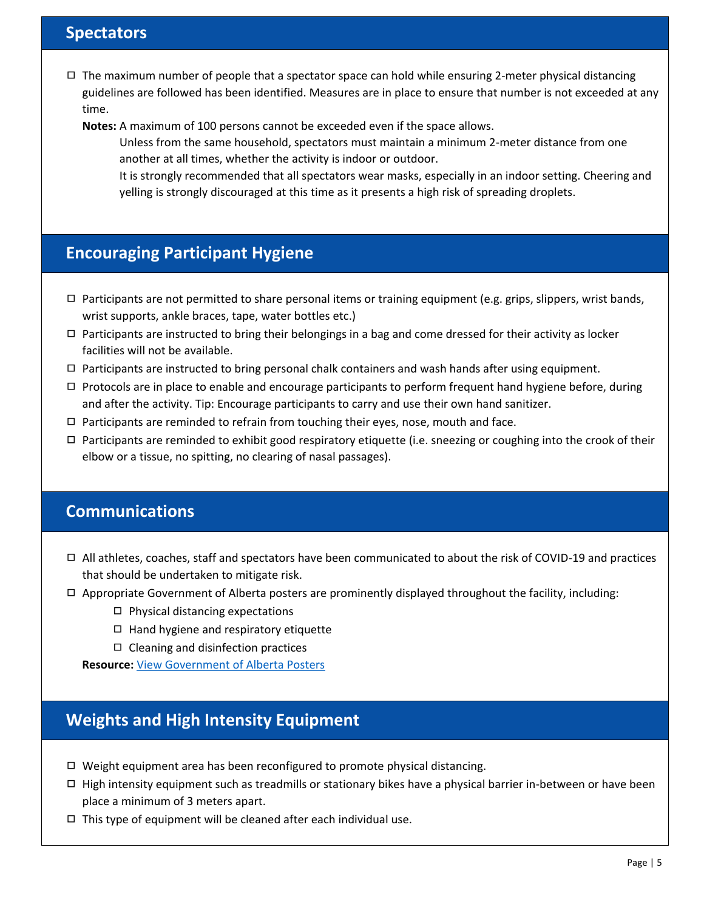## Spectators

- ☐ The maximum number of people that a spectator space can hold while ensuring 2-meter physical distancing guidelines are followed has been identified. Measures are in place to ensure that number is not exceeded at any time.

  **Notes:** A maximum of 100 persons cannot be exceeded even if the space allows.

  Unless from the same household, spectators must maintain a minimum 2-meter distance from one another at all times, whether the activity is indoor or outdoor.

  It is strongly recommended that all spectators wear masks, especially in an indoor setting. Cheering and yelling is strongly discouraged at this time as it presents a high risk of spreading droplets.

## Encouraging Participant Hygiene

- ☐ Participants are not permitted to share personal items or training equipment (e.g. grips, slippers, wrist bands, wrist supports, ankle braces, tape, water bottles etc.)
- ☐ Participants are instructed to bring their belongings in a bag and come dressed for their activity as locker facilities will not be available.
- ☐ Participants are instructed to bring personal chalk containers and wash hands after using equipment.
- ☐ Protocols are in place to enable and encourage participants to perform frequent hand hygiene before, during and after the activity. Tip: Encourage participants to carry and use their own hand sanitizer.
- ☐ Participants are reminded to refrain from touching their eyes, nose, mouth and face.
- ☐ Participants are reminded to exhibit good respiratory etiquette (i.e. sneezing or coughing into the crook of their elbow or a tissue, no spitting, no clearing of nasal passages).

## Communications

- ☐ All athletes, coaches, staff and spectators have been communicated to about the risk of COVID-19 and practices that should be undertaken to mitigate risk.
- ☐ Appropriate Government of Alberta posters are prominently displayed throughout the facility, including:
  - ☐ Physical distancing expectations
  - ☐ Hand hygiene and respiratory etiquette
  - ☐ Cleaning and disinfection practices

  **Resource:** [View Government of Alberta Posters]

## Weights and High Intensity Equipment

- ☐ Weight equipment area has been reconfigured to promote physical distancing.
- ☐ High intensity equipment such as treadmills or stationary bikes have a physical barrier in-between or have been place a minimum of 3 meters apart.
- ☐ This type of equipment will be cleaned after each individual use.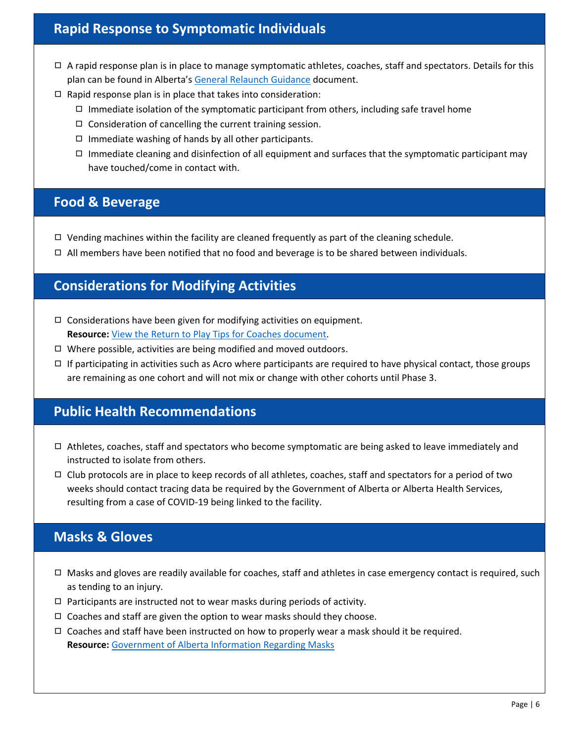## Rapid Response to Symptomatic Individuals

- ☐ A rapid response plan is in place to manage symptomatic athletes, coaches, staff and spectators. Details for this plan can be found in Alberta's [General Relaunch Guidance]() document.
- ☐ Rapid response plan is in place that takes into consideration:
  - ☐ Immediate isolation of the symptomatic participant from others, including safe travel home
  - ☐ Consideration of cancelling the current training session.
  - ☐ Immediate washing of hands by all other participants.
  - ☐ Immediate cleaning and disinfection of all equipment and surfaces that the symptomatic participant may have touched/come in contact with.

## Food & Beverage

- ☐ Vending machines within the facility are cleaned frequently as part of the cleaning schedule.
- ☐ All members have been notified that no food and beverage is to be shared between individuals.

## Considerations for Modifying Activities

- ☐ Considerations have been given for modifying activities on equipment.
  **Resource:** [View the Return to Play Tips for Coaches document]().
- ☐ Where possible, activities are being modified and moved outdoors.
- ☐ If participating in activities such as Acro where participants are required to have physical contact, those groups are remaining as one cohort and will not mix or change with other cohorts until Phase 3.

## Public Health Recommendations

- ☐ Athletes, coaches, staff and spectators who become symptomatic are being asked to leave immediately and instructed to isolate from others.
- ☐ Club protocols are in place to keep records of all athletes, coaches, staff and spectators for a period of two weeks should contact tracing data be required by the Government of Alberta or Alberta Health Services, resulting from a case of COVID-19 being linked to the facility.

## Masks & Gloves

- ☐ Masks and gloves are readily available for coaches, staff and athletes in case emergency contact is required, such as tending to an injury.
- ☐ Participants are instructed not to wear masks during periods of activity.
- ☐ Coaches and staff are given the option to wear masks should they choose.
- ☐ Coaches and staff have been instructed on how to properly wear a mask should it be required.
  **Resource:** [Government of Alberta Information Regarding Masks]()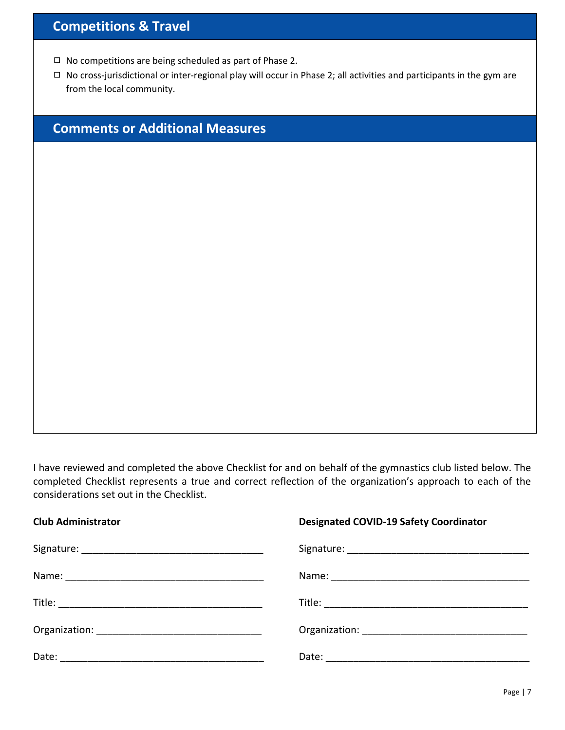## Competitions & Travel

- ☐ No competitions are being scheduled as part of Phase 2.
- ☐ No cross-jurisdictional or inter-regional play will occur in Phase 2; all activities and participants in the gym are from the local community.

## Comments or Additional Measures

I have reviewed and completed the above Checklist for and on behalf of the gymnastics club listed below. The completed Checklist represents a true and correct reflection of the organization's approach to each of the considerations set out in the Checklist.

**Club Administrator**

Signature: ________________________________

Name: ____________________________________

Title: _____________________________________

Organization: ______________________________

Date: _____________________________________

**Designated COVID-19 Safety Coordinator**

Signature: ________________________________

Name: ____________________________________

Title: _____________________________________

Organization: ______________________________

Date: _____________________________________